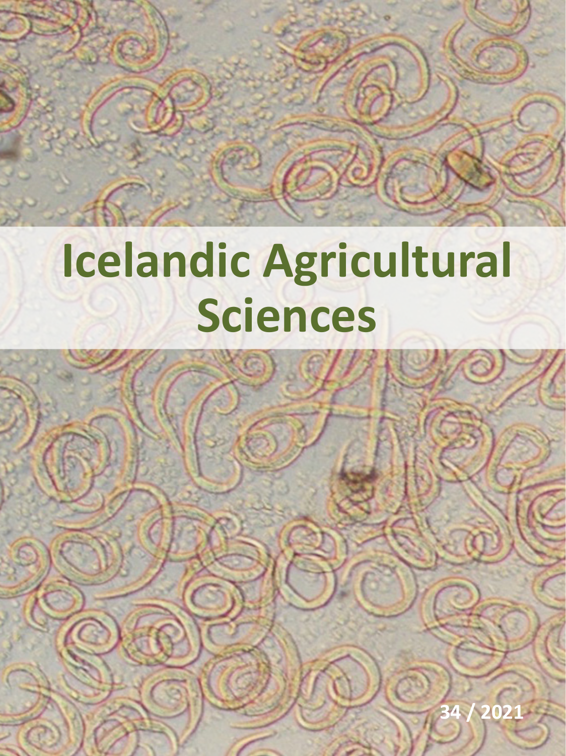# Icelandic Agricultural Sciences

34 / 2021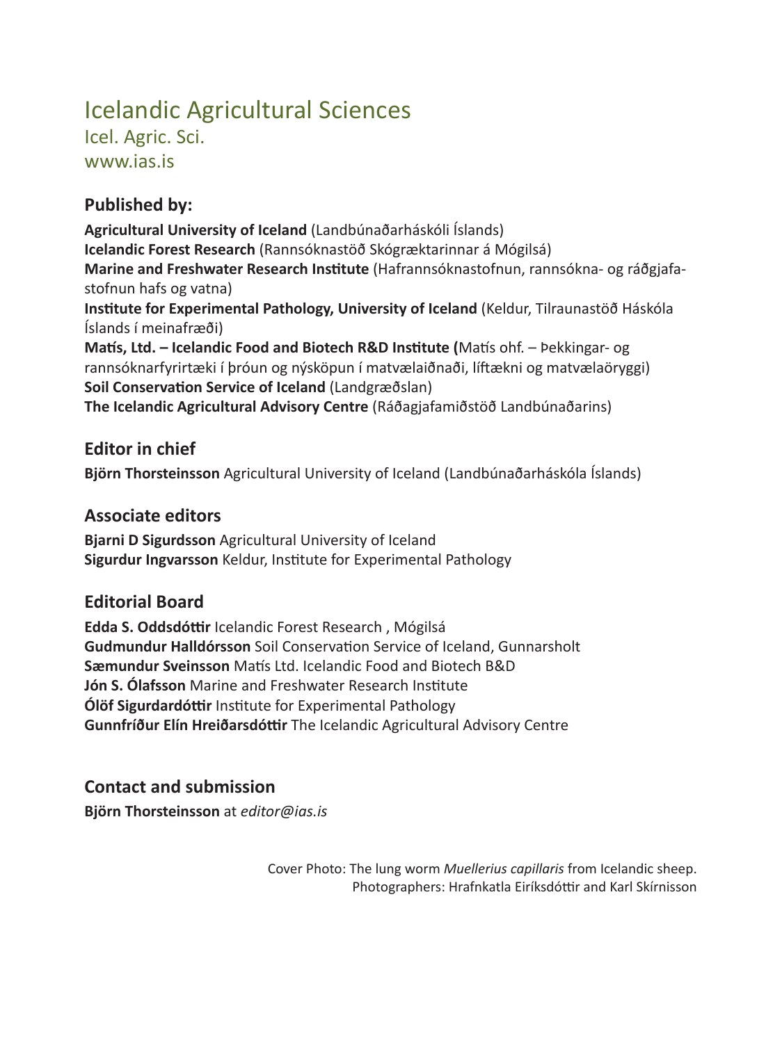# Icelandic Agricultural Sciences

Icel. Agric. Sci.

www.ias.is

## Published by:

**Agricultural University of Iceland** (Landbúnaðarháskóli Íslands)
**Icelandic Forest Research** (Rannsóknastöð Skógræktarinnar á Mógilsá)
**Marine and Freshwater Research Institute** (Hafrannsóknastofnun, rannsókna- og ráðgjafastofnun hafs og vatna)
**Institute for Experimental Pathology, University of Iceland** (Keldur, Tilraunastöð Háskóla Íslands í meinafræði)
**Matís, Ltd. – Icelandic Food and Biotech R&D Institute (**Matís ohf. – Þekkingar- og rannsóknarfyrirtæki í þróun og nýsköpun í matvælaiðnaði, líftækni og matvælaöryggi)
**Soil Conservation Service of Iceland** (Landgræðslan)
**The Icelandic Agricultural Advisory Centre** (Ráðagjafamiðstöð Landbúnaðarins)

## Editor in chief

**Björn Thorsteinsson** Agricultural University of Iceland (Landbúnaðarháskóla Íslands)

## Associate editors

**Bjarni D Sigurdsson** Agricultural University of Iceland
**Sigurdur Ingvarsson** Keldur, Institute for Experimental Pathology

## Editorial Board

**Edda S. Oddsdóttir** Icelandic Forest Research , Mógilsá
**Gudmundur Halldórsson** Soil Conservation Service of Iceland, Gunnarsholt
**Sæmundur Sveinsson** Matís Ltd. Icelandic Food and Biotech B&D
**Jón S. Ólafsson** Marine and Freshwater Research Institute
**Ólöf Sigurdardóttir** Institute for Experimental Pathology
**Gunnfríður Elín Hreiðarsdóttir** The Icelandic Agricultural Advisory Centre

## Contact and submission

**Björn Thorsteinsson** at *editor@ias.is*

Cover Photo: The lung worm *Muellerius capillaris* from Icelandic sheep.
Photographers: Hrafnkatla Eiríksdóttir and Karl Skírnisson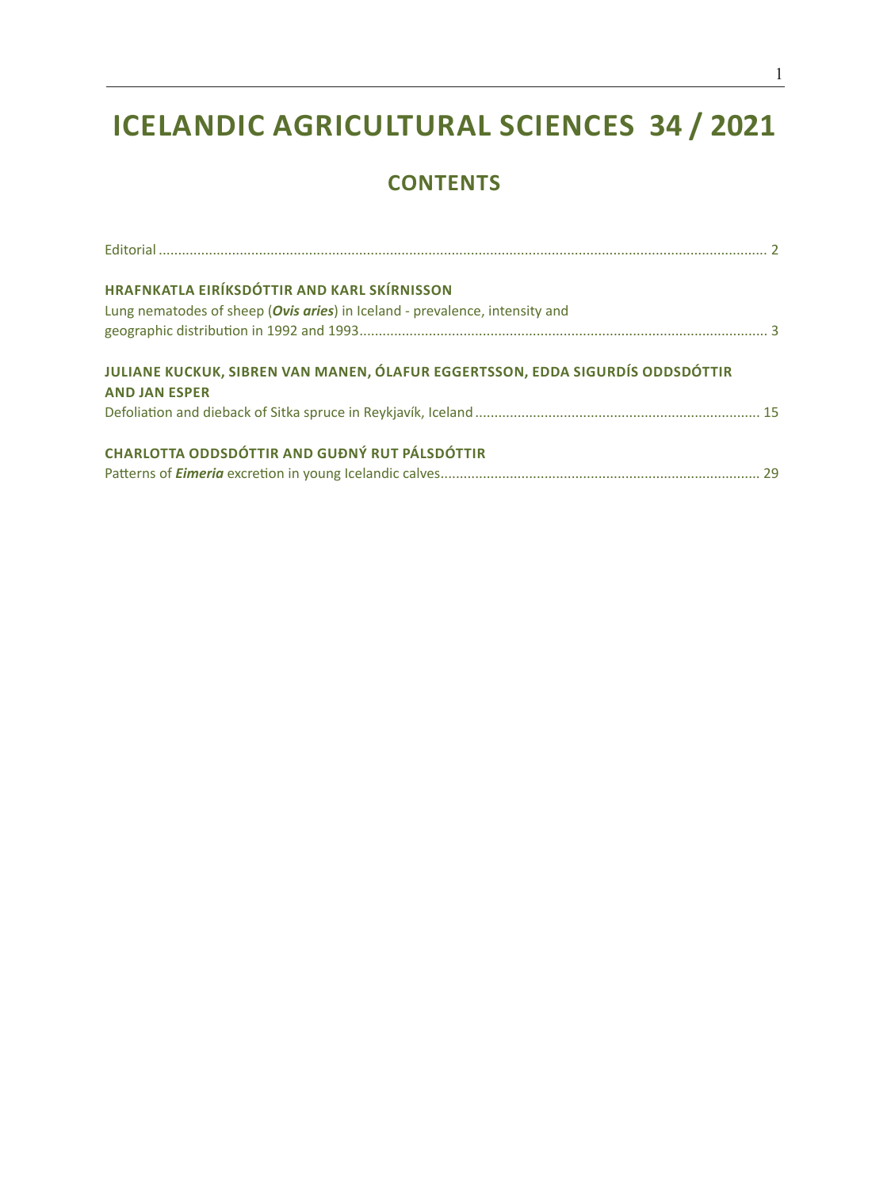# ICELANDIC AGRICULTURAL SCIENCES 34 / 2021

## CONTENTS

Editorial ........................................................................................................................................... 2

**HRAFNKATLA EIRÍKSDÓTTIR AND KARL SKÍRNISSON**
Lung nematodes of sheep (***Ovis aries***) in Iceland - prevalence, intensity and geographic distribution in 1992 and 1993........................................................................................................ 3

**JULIANE KUCKUK, SIBREN VAN MANEN, ÓLAFUR EGGERTSSON, EDDA SIGURDÍS ODDSDÓTTIR AND JAN ESPER**
Defoliation and dieback of Sitka spruce in Reykjavík, Iceland ......................................................................... 15

**CHARLOTTA ODDSDÓTTIR AND GUÐNÝ RUT PÁLSDÓTTIR**
Patterns of ***Eimeria*** excretion in young Icelandic calves.................................................................................. 29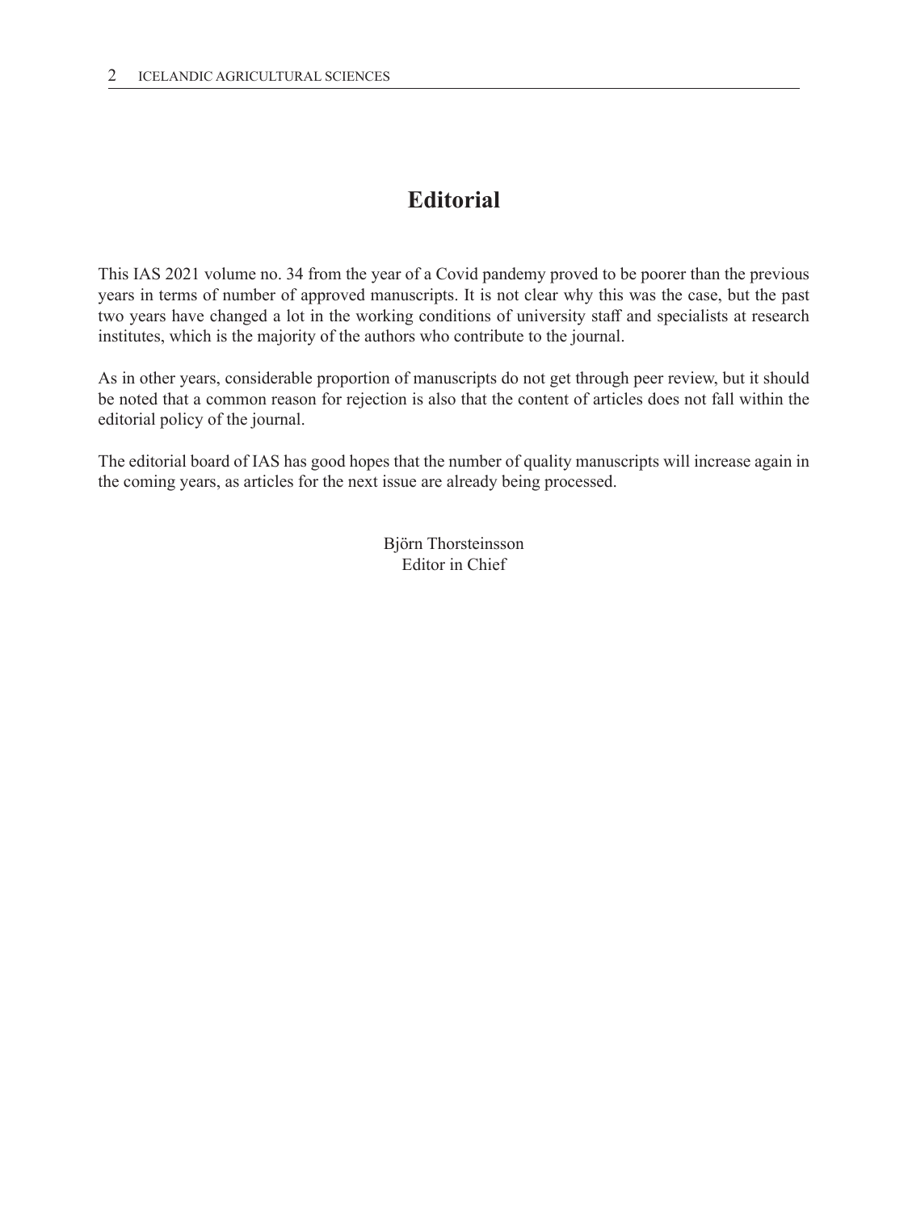# Editorial

This IAS 2021 volume no. 34 from the year of a Covid pandemy proved to be poorer than the previous years in terms of number of approved manuscripts. It is not clear why this was the case, but the past two years have changed a lot in the working conditions of university staff and specialists at research institutes, which is the majority of the authors who contribute to the journal.

As in other years, considerable proportion of manuscripts do not get through peer review, but it should be noted that a common reason for rejection is also that the content of articles does not fall within the editorial policy of the journal.

The editorial board of IAS has good hopes that the number of quality manuscripts will increase again in the coming years, as articles for the next issue are already being processed.

Björn Thorsteinsson
Editor in Chief